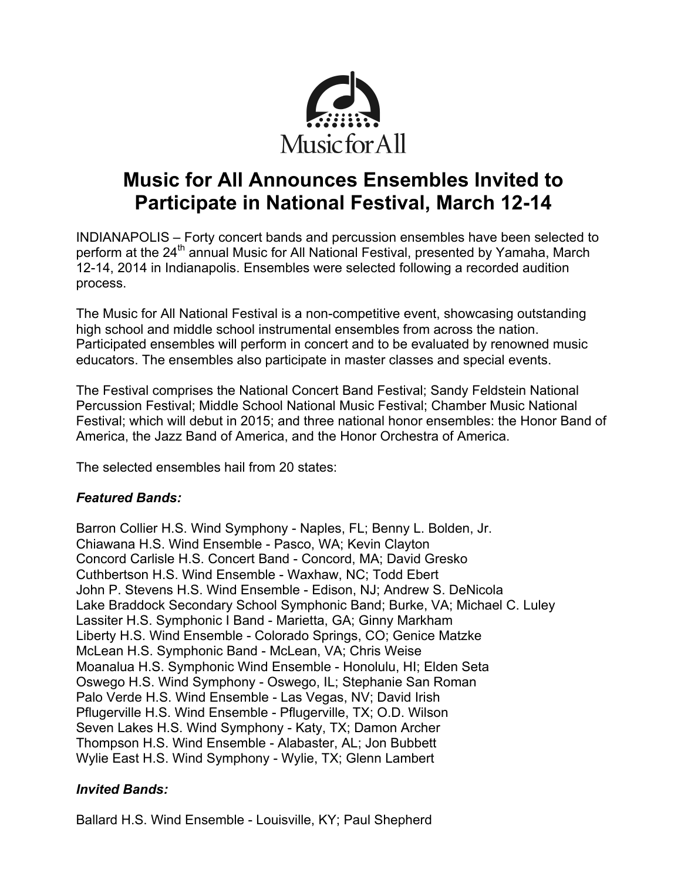Music for All

# Music for All Announces Ensembles Invited to Participate in National Festival, March 12-14

INDIANAPOLIS – Forty concert bands and percussion ensembles have been selected to perform at the 24th annual Music for All National Festival, presented by Yamaha, March 12-14, 2014 in Indianapolis. Ensembles were selected following a recorded audition process.

The Music for All National Festival is a non-competitive event, showcasing outstanding high school and middle school instrumental ensembles from across the nation. Participated ensembles will perform in concert and to be evaluated by renowned music educators. The ensembles also participate in master classes and special events.

The Festival comprises the National Concert Band Festival; Sandy Feldstein National Percussion Festival; Middle School National Music Festival; Chamber Music National Festival; which will debut in 2015; and three national honor ensembles: the Honor Band of America, the Jazz Band of America, and the Honor Orchestra of America.

The selected ensembles hail from 20 states:

***Featured Bands:***

Barron Collier H.S. Wind Symphony - Naples, FL; Benny L. Bolden, Jr.
Chiawana H.S. Wind Ensemble - Pasco, WA; Kevin Clayton
Concord Carlisle H.S. Concert Band - Concord, MA; David Gresko
Cuthbertson H.S. Wind Ensemble - Waxhaw, NC; Todd Ebert
John P. Stevens H.S. Wind Ensemble - Edison, NJ; Andrew S. DeNicola
Lake Braddock Secondary School Symphonic Band; Burke, VA; Michael C. Luley
Lassiter H.S. Symphonic I Band - Marietta, GA; Ginny Markham
Liberty H.S. Wind Ensemble - Colorado Springs, CO; Genice Matzke
McLean H.S. Symphonic Band - McLean, VA; Chris Weise
Moanalua H.S. Symphonic Wind Ensemble - Honolulu, HI; Elden Seta
Oswego H.S. Wind Symphony - Oswego, IL; Stephanie San Roman
Palo Verde H.S. Wind Ensemble - Las Vegas, NV; David Irish
Pflugerville H.S. Wind Ensemble - Pflugerville, TX; O.D. Wilson
Seven Lakes H.S. Wind Symphony - Katy, TX; Damon Archer
Thompson H.S. Wind Ensemble - Alabaster, AL; Jon Bubbett
Wylie East H.S. Wind Symphony - Wylie, TX; Glenn Lambert

***Invited Bands:***

Ballard H.S. Wind Ensemble - Louisville, KY; Paul Shepherd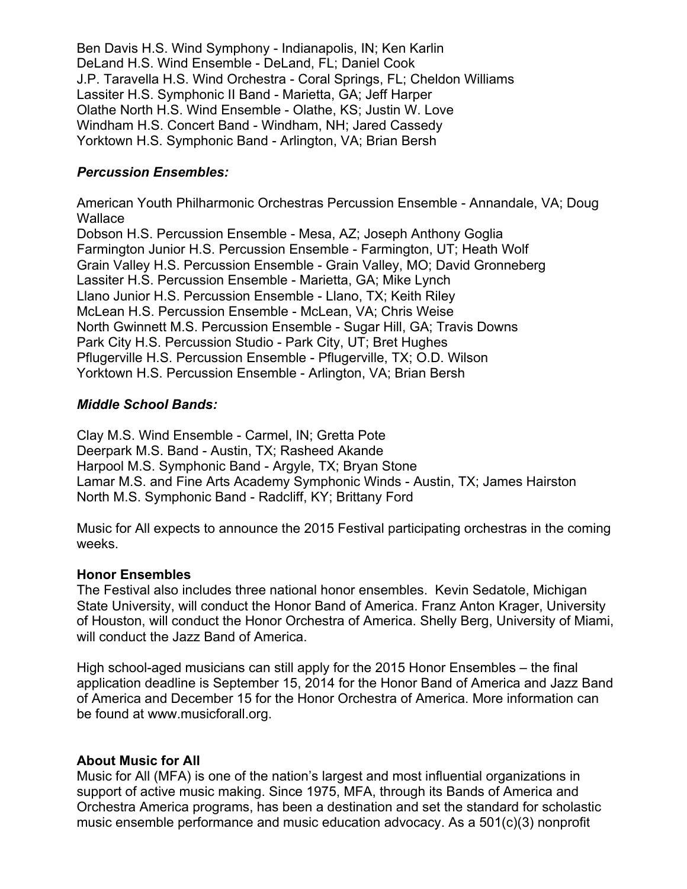Ben Davis H.S. Wind Symphony - Indianapolis, IN; Ken Karlin
DeLand H.S. Wind Ensemble - DeLand, FL; Daniel Cook
J.P. Taravella H.S. Wind Orchestra - Coral Springs, FL; Cheldon Williams
Lassiter H.S. Symphonic II Band - Marietta, GA; Jeff Harper
Olathe North H.S. Wind Ensemble - Olathe, KS; Justin W. Love
Windham H.S. Concert Band - Windham, NH; Jared Cassedy
Yorktown H.S. Symphonic Band - Arlington, VA; Brian Bersh

***Percussion Ensembles:***

American Youth Philharmonic Orchestras Percussion Ensemble - Annandale, VA; Doug Wallace
Dobson H.S. Percussion Ensemble - Mesa, AZ; Joseph Anthony Goglia
Farmington Junior H.S. Percussion Ensemble - Farmington, UT; Heath Wolf
Grain Valley H.S. Percussion Ensemble - Grain Valley, MO; David Gronneberg
Lassiter H.S. Percussion Ensemble - Marietta, GA; Mike Lynch
Llano Junior H.S. Percussion Ensemble - Llano, TX; Keith Riley
McLean H.S. Percussion Ensemble - McLean, VA; Chris Weise
North Gwinnett M.S. Percussion Ensemble - Sugar Hill, GA; Travis Downs
Park City H.S. Percussion Studio - Park City, UT; Bret Hughes
Pflugerville H.S. Percussion Ensemble - Pflugerville, TX; O.D. Wilson
Yorktown H.S. Percussion Ensemble - Arlington, VA; Brian Bersh

***Middle School Bands:***

Clay M.S. Wind Ensemble - Carmel, IN; Gretta Pote
Deerpark M.S. Band - Austin, TX; Rasheed Akande
Harpool M.S. Symphonic Band - Argyle, TX; Bryan Stone
Lamar M.S. and Fine Arts Academy Symphonic Winds - Austin, TX; James Hairston
North M.S. Symphonic Band - Radcliff, KY; Brittany Ford

Music for All expects to announce the 2015 Festival participating orchestras in the coming weeks.

**Honor Ensembles**
The Festival also includes three national honor ensembles. Kevin Sedatole, Michigan State University, will conduct the Honor Band of America. Franz Anton Krager, University of Houston, will conduct the Honor Orchestra of America. Shelly Berg, University of Miami, will conduct the Jazz Band of America.

High school-aged musicians can still apply for the 2015 Honor Ensembles – the final application deadline is September 15, 2014 for the Honor Band of America and Jazz Band of America and December 15 for the Honor Orchestra of America. More information can be found at www.musicforall.org.

**About Music for All**
Music for All (MFA) is one of the nation's largest and most influential organizations in support of active music making. Since 1975, MFA, through its Bands of America and Orchestra America programs, has been a destination and set the standard for scholastic music ensemble performance and music education advocacy. As a 501(c)(3) nonprofit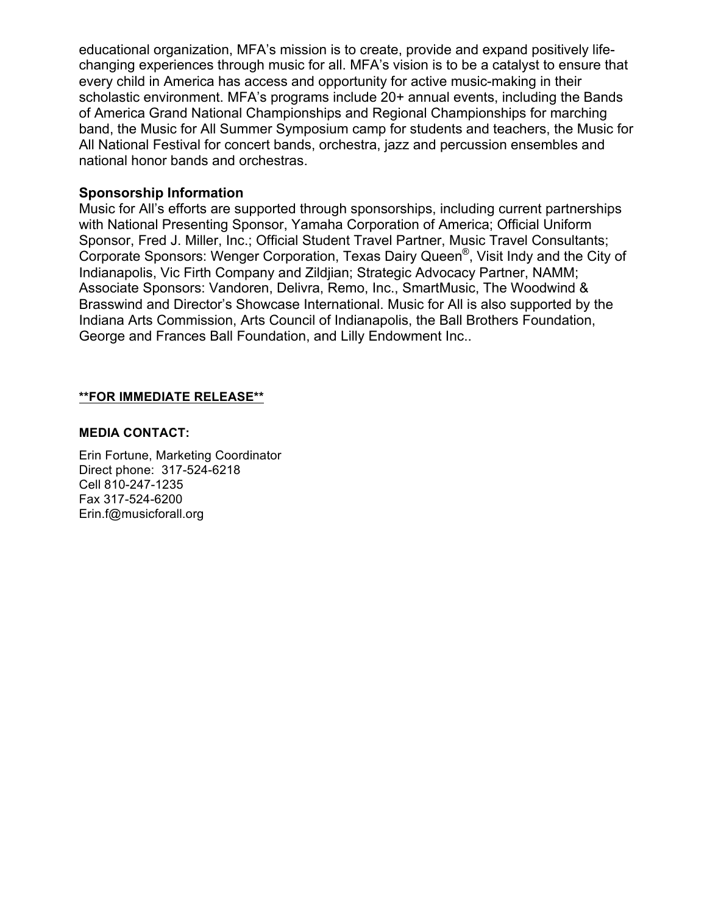educational organization, MFA's mission is to create, provide and expand positively life-changing experiences through music for all. MFA's vision is to be a catalyst to ensure that every child in America has access and opportunity for active music-making in their scholastic environment. MFA's programs include 20+ annual events, including the Bands of America Grand National Championships and Regional Championships for marching band, the Music for All Summer Symposium camp for students and teachers, the Music for All National Festival for concert bands, orchestra, jazz and percussion ensembles and national honor bands and orchestras.

**Sponsorship Information**

Music for All's efforts are supported through sponsorships, including current partnerships with National Presenting Sponsor, Yamaha Corporation of America; Official Uniform Sponsor, Fred J. Miller, Inc.; Official Student Travel Partner, Music Travel Consultants; Corporate Sponsors: Wenger Corporation, Texas Dairy Queen®, Visit Indy and the City of Indianapolis, Vic Firth Company and Zildjian; Strategic Advocacy Partner, NAMM; Associate Sponsors: Vandoren, Delivra, Remo, Inc., SmartMusic, The Woodwind & Brasswind and Director's Showcase International. Music for All is also supported by the Indiana Arts Commission, Arts Council of Indianapolis, the Ball Brothers Foundation, George and Frances Ball Foundation, and Lilly Endowment Inc..

**<u>**FOR IMMEDIATE RELEASE**</u>**

**MEDIA CONTACT:**

Erin Fortune, Marketing Coordinator
Direct phone: 317-524-6218
Cell 810-247-1235
Fax 317-524-6200
Erin.f@musicforall.org